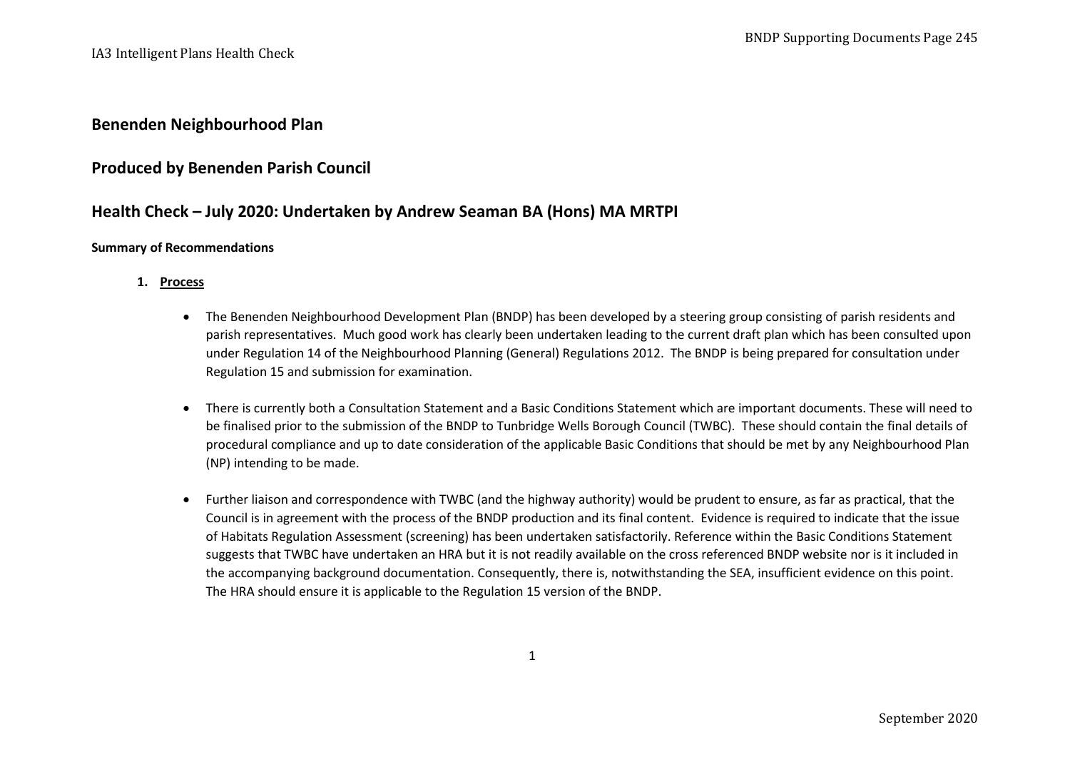## Benenden Neighbourhood Plan

## Produced by Benenden Parish Council

## Health Check – July 2020: Undertaken by Andrew Seaman BA (Hons) MA MRTPI

**Summary of Recommendations**

1. **Process**

- The Benenden Neighbourhood Development Plan (BNDP) has been developed by a steering group consisting of parish residents and parish representatives. Much good work has clearly been undertaken leading to the current draft plan which has been consulted upon under Regulation 14 of the Neighbourhood Planning (General) Regulations 2012. The BNDP is being prepared for consultation under Regulation 15 and submission for examination.

- There is currently both a Consultation Statement and a Basic Conditions Statement which are important documents. These will need to be finalised prior to the submission of the BNDP to Tunbridge Wells Borough Council (TWBC). These should contain the final details of procedural compliance and up to date consideration of the applicable Basic Conditions that should be met by any Neighbourhood Plan (NP) intending to be made.

- Further liaison and correspondence with TWBC (and the highway authority) would be prudent to ensure, as far as practical, that the Council is in agreement with the process of the BNDP production and its final content. Evidence is required to indicate that the issue of Habitats Regulation Assessment (screening) has been undertaken satisfactorily. Reference within the Basic Conditions Statement suggests that TWBC have undertaken an HRA but it is not readily available on the cross referenced BNDP website nor is it included in the accompanying background documentation. Consequently, there is, notwithstanding the SEA, insufficient evidence on this point. The HRA should ensure it is applicable to the Regulation 15 version of the BNDP.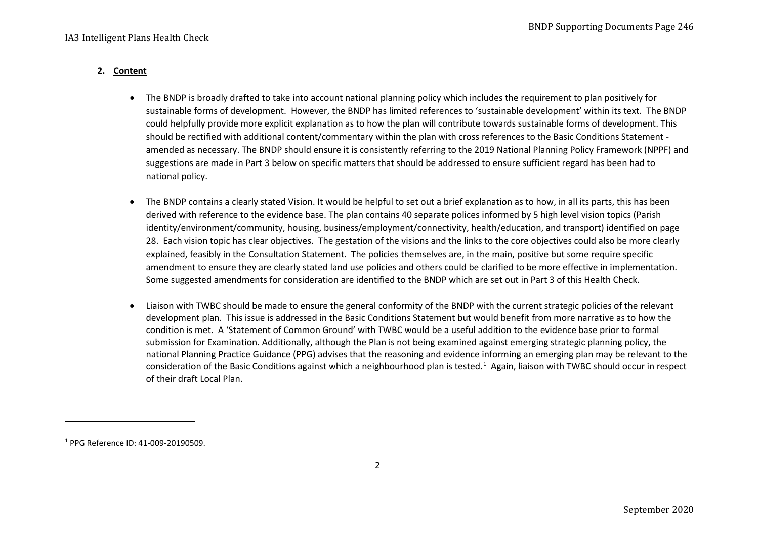## 2. Content

- The BNDP is broadly drafted to take into account national planning policy which includes the requirement to plan positively for sustainable forms of development. However, the BNDP has limited references to 'sustainable development' within its text. The BNDP could helpfully provide more explicit explanation as to how the plan will contribute towards sustainable forms of development. This should be rectified with additional content/commentary within the plan with cross references to the Basic Conditions Statement - amended as necessary. The BNDP should ensure it is consistently referring to the 2019 National Planning Policy Framework (NPPF) and suggestions are made in Part 3 below on specific matters that should be addressed to ensure sufficient regard has been had to national policy.

- The BNDP contains a clearly stated Vision. It would be helpful to set out a brief explanation as to how, in all its parts, this has been derived with reference to the evidence base. The plan contains 40 separate polices informed by 5 high level vision topics (Parish identity/environment/community, housing, business/employment/connectivity, health/education, and transport) identified on page 28. Each vision topic has clear objectives. The gestation of the visions and the links to the core objectives could also be more clearly explained, feasibly in the Consultation Statement. The policies themselves are, in the main, positive but some require specific amendment to ensure they are clearly stated land use policies and others could be clarified to be more effective in implementation. Some suggested amendments for consideration are identified to the BNDP which are set out in Part 3 of this Health Check.

- Liaison with TWBC should be made to ensure the general conformity of the BNDP with the current strategic policies of the relevant development plan. This issue is addressed in the Basic Conditions Statement but would benefit from more narrative as to how the condition is met. A 'Statement of Common Ground' with TWBC would be a useful addition to the evidence base prior to formal submission for Examination. Additionally, although the Plan is not being examined against emerging strategic planning policy, the national Planning Practice Guidance (PPG) advises that the reasoning and evidence informing an emerging plan may be relevant to the consideration of the Basic Conditions against which a neighbourhood plan is tested.[1] Again, liaison with TWBC should occur in respect of their draft Local Plan.

---

[1] PPG Reference ID: 41-009-20190509.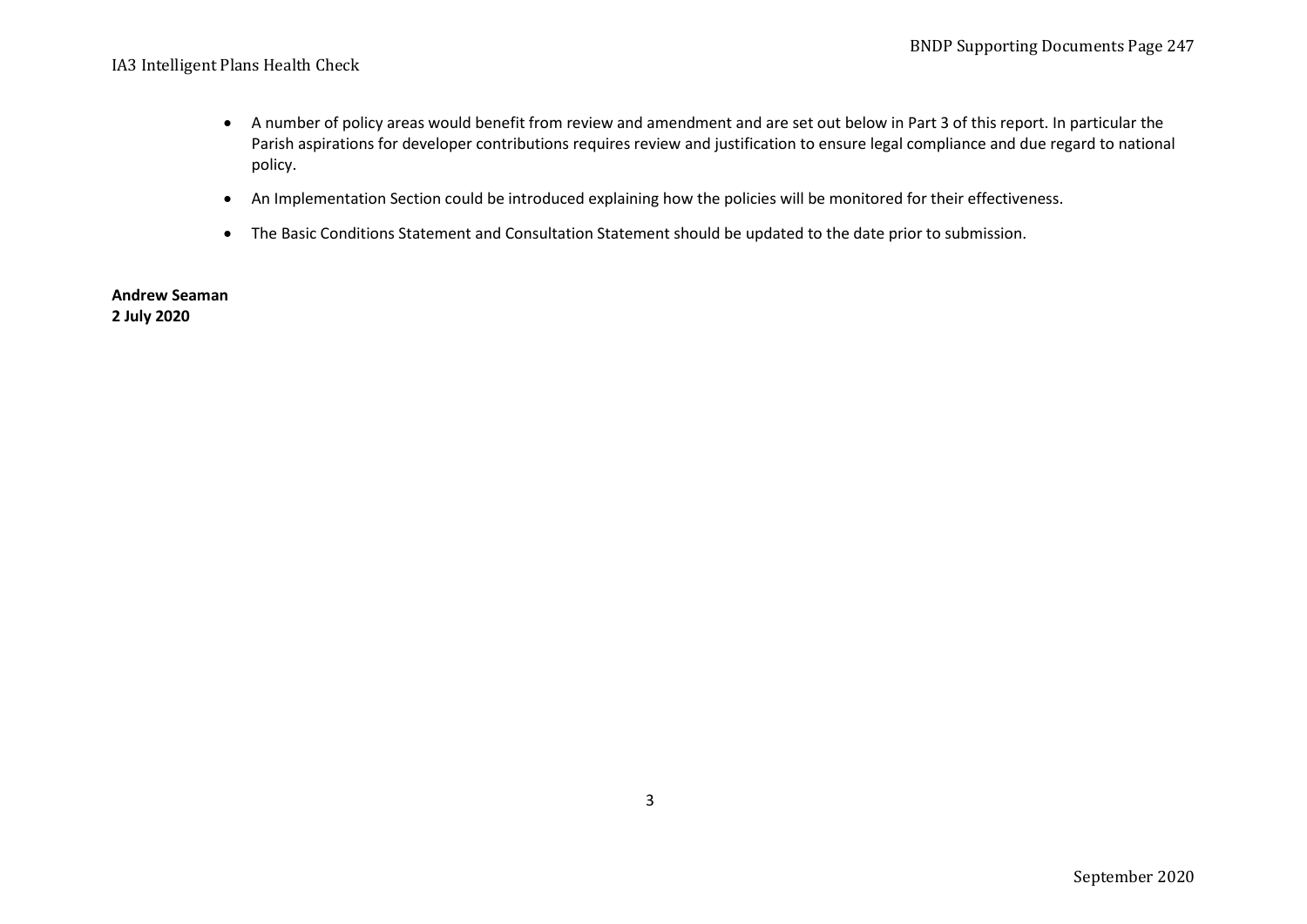- A number of policy areas would benefit from review and amendment and are set out below in Part 3 of this report. In particular the Parish aspirations for developer contributions requires review and justification to ensure legal compliance and due regard to national policy.

- An Implementation Section could be introduced explaining how the policies will be monitored for their effectiveness.

- The Basic Conditions Statement and Consultation Statement should be updated to the date prior to submission.

**Andrew Seaman**
**2 July 2020**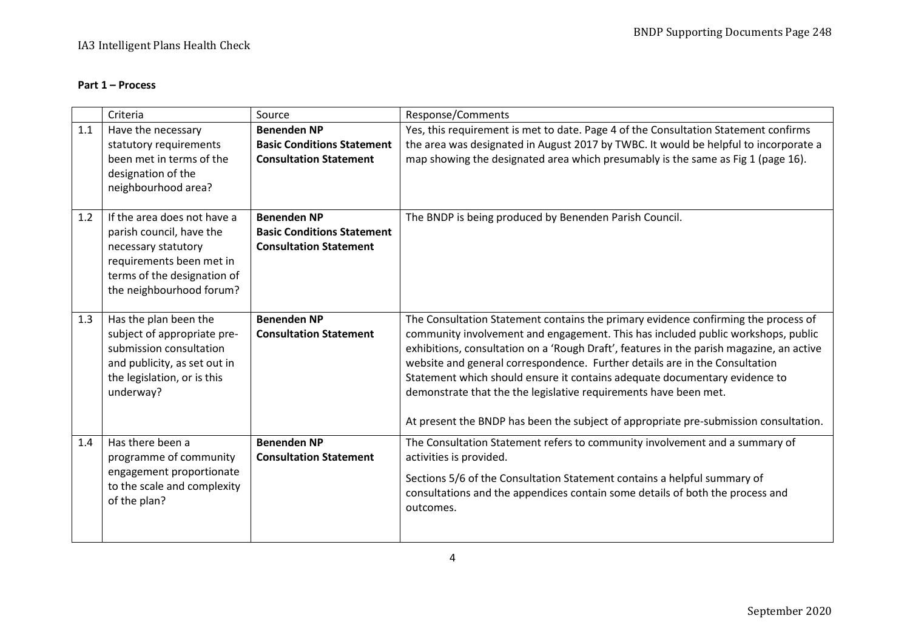**Part 1 – Process**

| | Criteria | Source | Response/Comments |
|---|---|---|---|
| 1.1 | Have the necessary statutory requirements been met in terms of the designation of the neighbourhood area? | **Benenden NP Basic Conditions Statement Consultation Statement** | Yes, this requirement is met to date. Page 4 of the Consultation Statement confirms the area was designated in August 2017 by TWBC. It would be helpful to incorporate a map showing the designated area which presumably is the same as Fig 1 (page 16). |
| 1.2 | If the area does not have a parish council, have the necessary statutory requirements been met in terms of the designation of the neighbourhood forum? | **Benenden NP Basic Conditions Statement Consultation Statement** | The BNDP is being produced by Benenden Parish Council. |
| 1.3 | Has the plan been the subject of appropriate pre-submission consultation and publicity, as set out in the legislation, or is this underway? | **Benenden NP Consultation Statement** | The Consultation Statement contains the primary evidence confirming the process of community involvement and engagement. This has included public workshops, public exhibitions, consultation on a 'Rough Draft', features in the parish magazine, an active website and general correspondence. Further details are in the Consultation Statement which should ensure it contains adequate documentary evidence to demonstrate that the the legislative requirements have been met.<br><br>At present the BNDP has been the subject of appropriate pre-submission consultation. |
| 1.4 | Has there been a programme of community engagement proportionate to the scale and complexity of the plan? | **Benenden NP Consultation Statement** | The Consultation Statement refers to community involvement and a summary of activities is provided.<br><br>Sections 5/6 of the Consultation Statement contains a helpful summary of consultations and the appendices contain some details of both the process and outcomes. |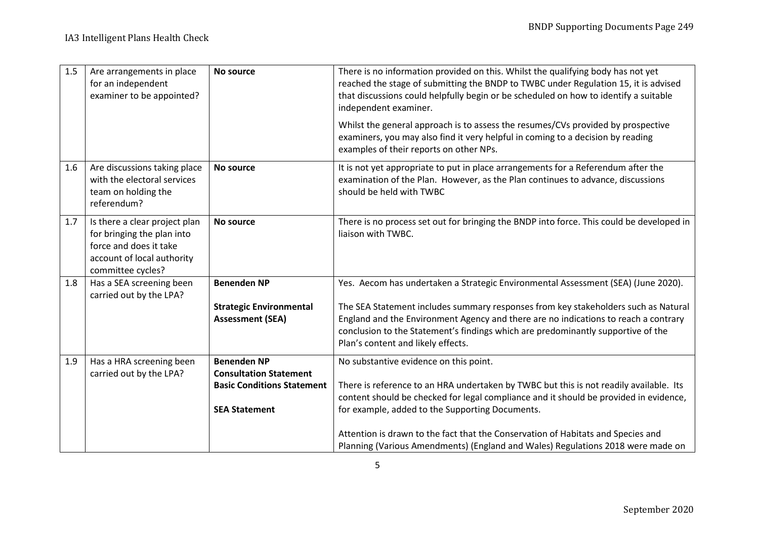| 1.5 | Are arrangements in place for an independent examiner to be appointed? | **No source** | There is no information provided on this. Whilst the qualifying body has not yet reached the stage of submitting the BNDP to TWBC under Regulation 15, it is advised that discussions could helpfully begin or be scheduled on how to identify a suitable independent examiner.<br><br>Whilst the general approach is to assess the resumes/CVs provided by prospective examiners, you may also find it very helpful in coming to a decision by reading examples of their reports on other NPs. |
|---|---|---|---|
| 1.6 | Are discussions taking place with the electoral services team on holding the referendum? | **No source** | It is not yet appropriate to put in place arrangements for a Referendum after the examination of the Plan. However, as the Plan continues to advance, discussions should be held with TWBC |
| 1.7 | Is there a clear project plan for bringing the plan into force and does it take account of local authority committee cycles? | **No source** | There is no process set out for bringing the BNDP into force. This could be developed in liaison with TWBC. |
| 1.8 | Has a SEA screening been carried out by the LPA? | **Benenden NP**<br><br>**Strategic Environmental Assessment (SEA)** | Yes. Aecom has undertaken a Strategic Environmental Assessment (SEA) (June 2020).<br><br>The SEA Statement includes summary responses from key stakeholders such as Natural England and the Environment Agency and there are no indications to reach a contrary conclusion to the Statement's findings which are predominantly supportive of the Plan's content and likely effects. |
| 1.9 | Has a HRA screening been carried out by the LPA? | **Benenden NP**<br>**Consultation Statement**<br>**Basic Conditions Statement**<br><br>**SEA Statement** | No substantive evidence on this point.<br><br>There is reference to an HRA undertaken by TWBC but this is not readily available. Its content should be checked for legal compliance and it should be provided in evidence, for example, added to the Supporting Documents.<br><br>Attention is drawn to the fact that the Conservation of Habitats and Species and Planning (Various Amendments) (England and Wales) Regulations 2018 were made on |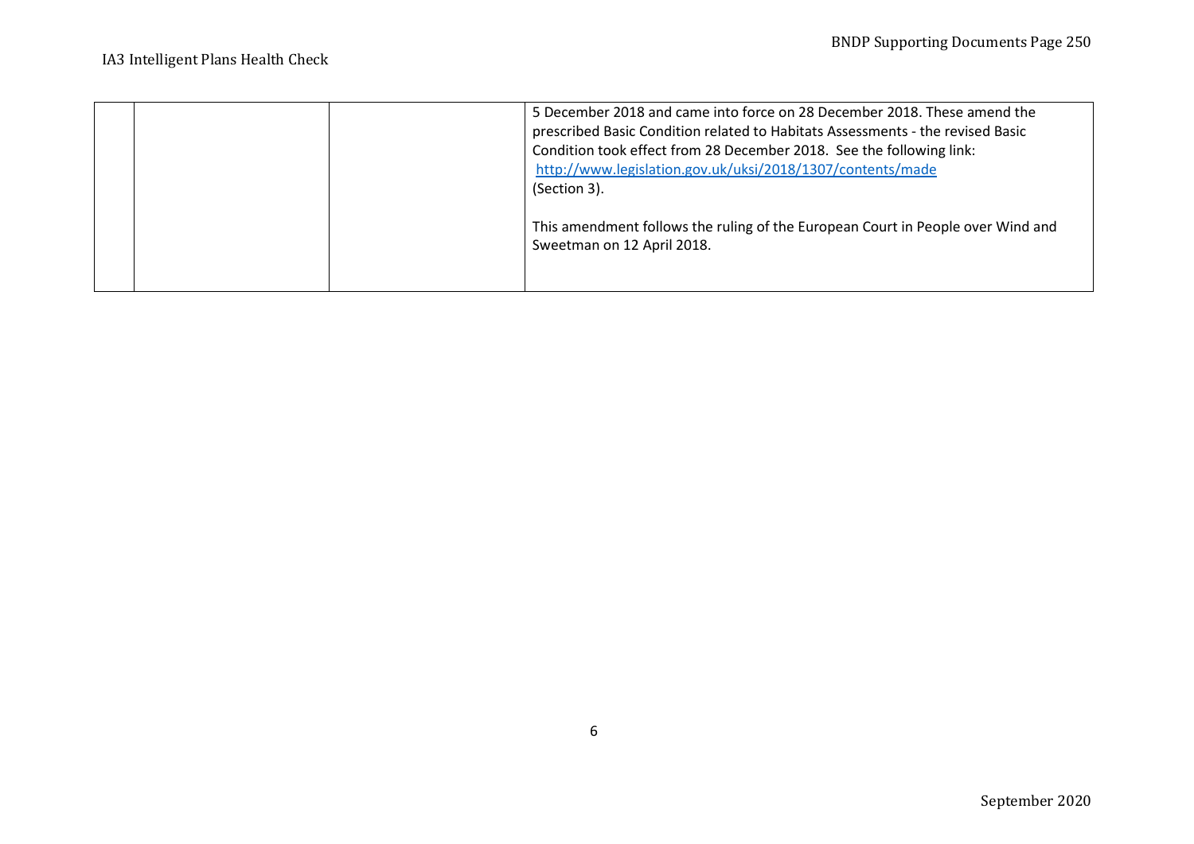|  |  |  | 5 December 2018 and came into force on 28 December 2018. These amend the prescribed Basic Condition related to Habitats Assessments - the revised Basic Condition took effect from 28 December 2018. See the following link: http://www.legislation.gov.uk/uksi/2018/1307/contents/made (Section 3).<br><br>This amendment follows the ruling of the European Court in People over Wind and Sweetman on 12 April 2018. |
|---|---|---|---|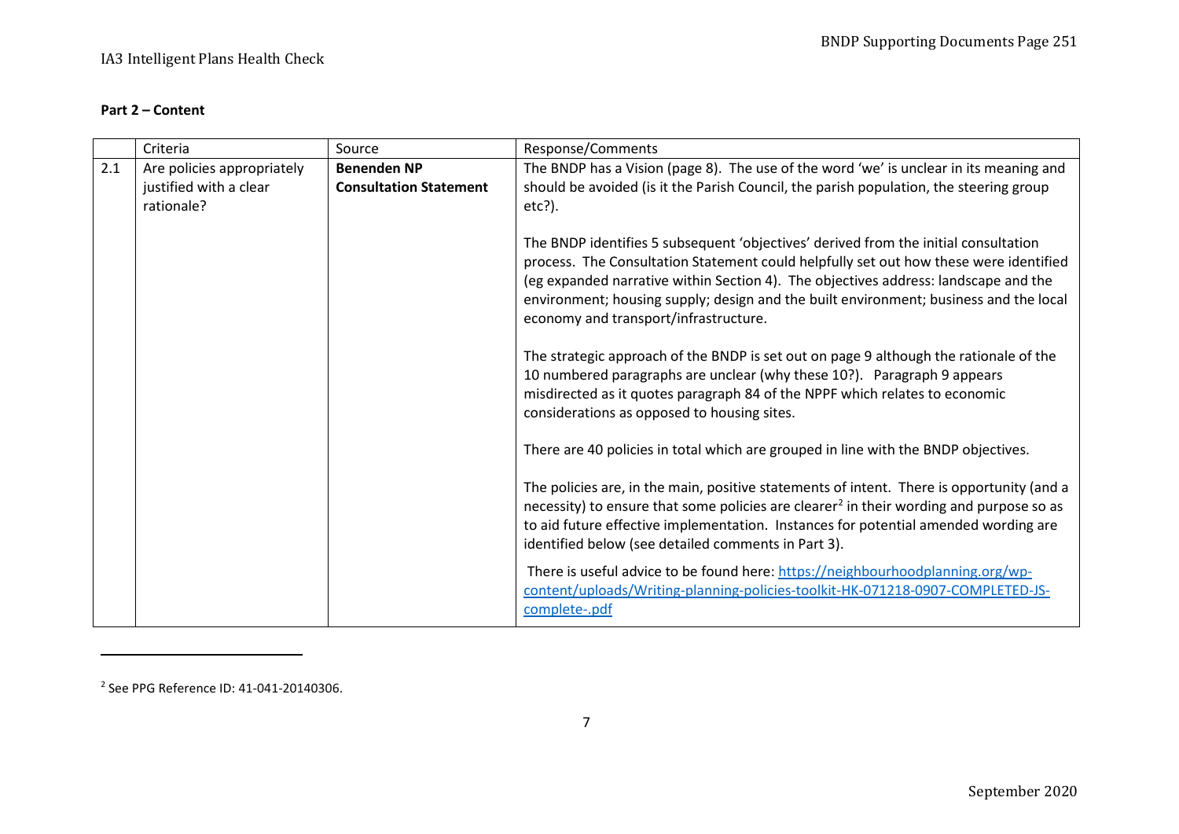## Part 2 – Content

| | Criteria | Source | Response/Comments |
|---|---|---|---|
| 2.1 | Are policies appropriately justified with a clear rationale? | **Benenden NP Consultation Statement** | The BNDP has a Vision (page 8). The use of the word 'we' is unclear in its meaning and should be avoided (is it the Parish Council, the parish population, the steering group etc?).<br><br>The BNDP identifies 5 subsequent 'objectives' derived from the initial consultation process. The Consultation Statement could helpfully set out how these were identified (eg expanded narrative within Section 4). The objectives address: landscape and the environment; housing supply; design and the built environment; business and the local economy and transport/infrastructure.<br><br>The strategic approach of the BNDP is set out on page 9 although the rationale of the 10 numbered paragraphs are unclear (why these 10?). Paragraph 9 appears misdirected as it quotes paragraph 84 of the NPPF which relates to economic considerations as opposed to housing sites.<br><br>There are 40 policies in total which are grouped in line with the BNDP objectives.<br><br>The policies are, in the main, positive statements of intent. There is opportunity (and a necessity) to ensure that some policies are clearer[2] in their wording and purpose so as to aid future effective implementation. Instances for potential amended wording are identified below (see detailed comments in Part 3).<br><br>There is useful advice to be found here: https://neighbourhoodplanning.org/wp-content/uploads/Writing-planning-policies-toolkit-HK-071218-0907-COMPLETED-JS-complete-.pdf |

[2] See PPG Reference ID: 41-041-20140306.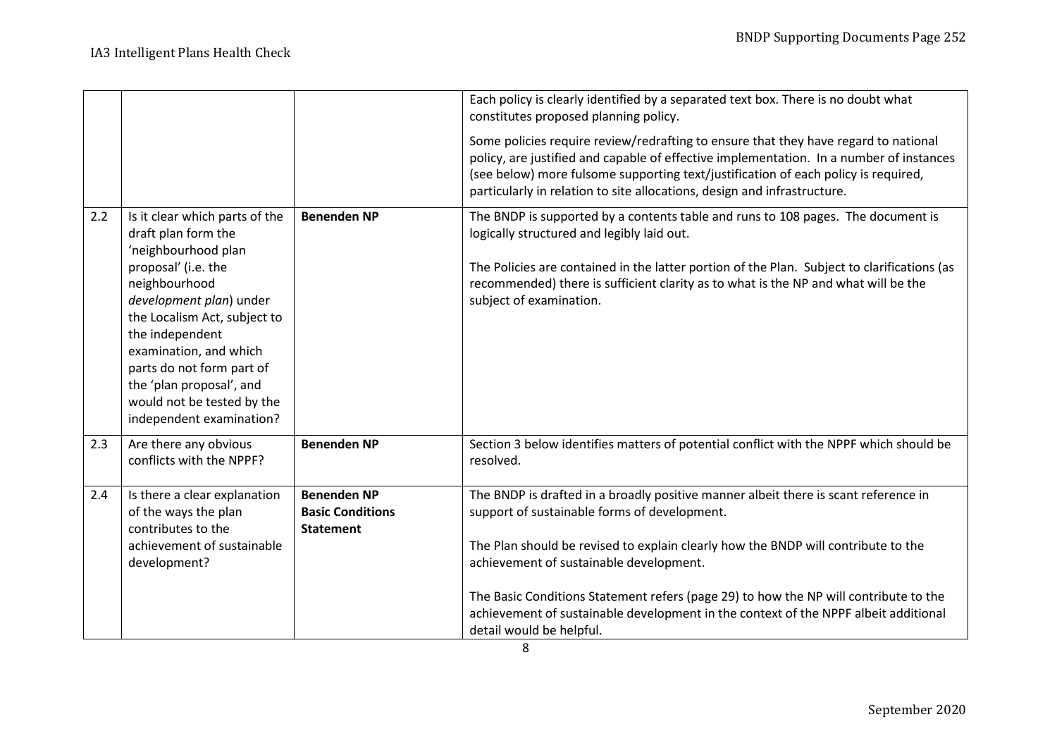| | | | |
|---|---|---|---|
| | | | Each policy is clearly identified by a separated text box. There is no doubt what constitutes proposed planning policy.<br><br>Some policies require review/redrafting to ensure that they have regard to national policy, are justified and capable of effective implementation. In a number of instances (see below) more fulsome supporting text/justification of each policy is required, particularly in relation to site allocations, design and infrastructure. |
| 2.2 | Is it clear which parts of the draft plan form the 'neighbourhood plan proposal' (i.e. the neighbourhood *development plan*) under the Localism Act, subject to the independent examination, and which parts do not form part of the 'plan proposal', and would not be tested by the independent examination? | **Benenden NP** | The BNDP is supported by a contents table and runs to 108 pages. The document is logically structured and legibly laid out.<br><br>The Policies are contained in the latter portion of the Plan. Subject to clarifications (as recommended) there is sufficient clarity as to what is the NP and what will be the subject of examination. |
| 2.3 | Are there any obvious conflicts with the NPPF? | **Benenden NP** | Section 3 below identifies matters of potential conflict with the NPPF which should be resolved. |
| 2.4 | Is there a clear explanation of the ways the plan contributes to the achievement of sustainable development? | **Benenden NP**<br>**Basic Conditions Statement** | The BNDP is drafted in a broadly positive manner albeit there is scant reference in support of sustainable forms of development.<br><br>The Plan should be revised to explain clearly how the BNDP will contribute to the achievement of sustainable development.<br><br>The Basic Conditions Statement refers (page 29) to how the NP will contribute to the achievement of sustainable development in the context of the NPPF albeit additional detail would be helpful. |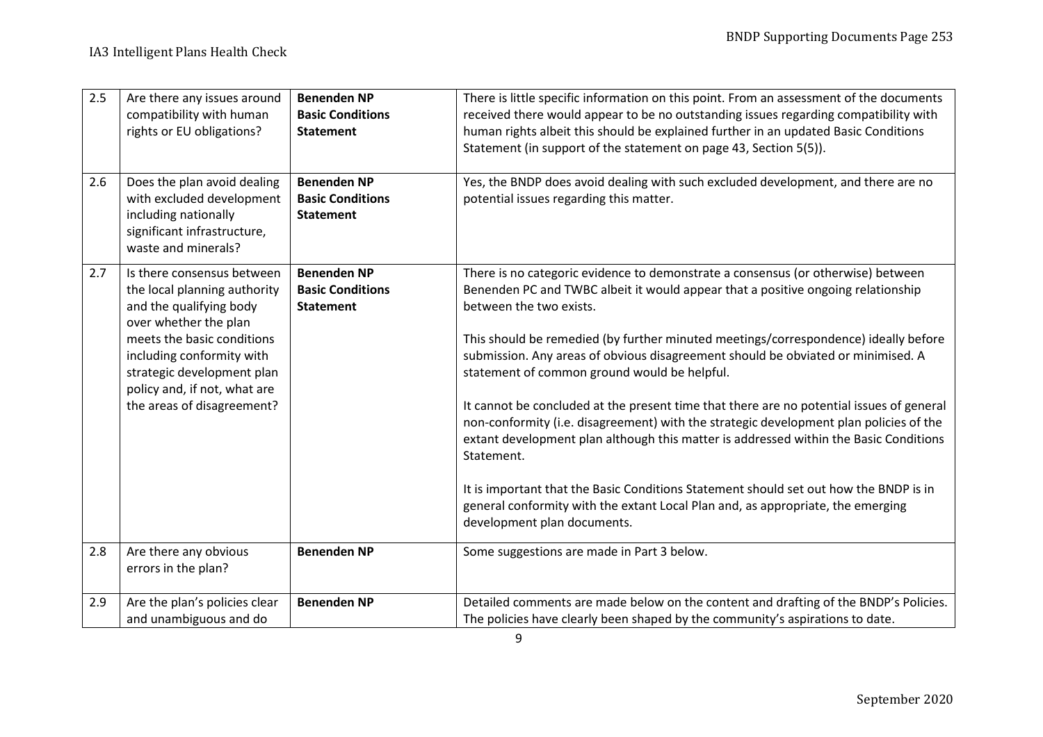| | | | |
|---|---|---|---|
| 2.5 | Are there any issues around compatibility with human rights or EU obligations? | **Benenden NP Basic Conditions Statement** | There is little specific information on this point. From an assessment of the documents received there would appear to be no outstanding issues regarding compatibility with human rights albeit this should be explained further in an updated Basic Conditions Statement (in support of the statement on page 43, Section 5(5)). |
| 2.6 | Does the plan avoid dealing with excluded development including nationally significant infrastructure, waste and minerals? | **Benenden NP Basic Conditions Statement** | Yes, the BNDP does avoid dealing with such excluded development, and there are no potential issues regarding this matter. |
| 2.7 | Is there consensus between the local planning authority and the qualifying body over whether the plan meets the basic conditions including conformity with strategic development plan policy and, if not, what are the areas of disagreement? | **Benenden NP Basic Conditions Statement** | There is no categoric evidence to demonstrate a consensus (or otherwise) between Benenden PC and TWBC albeit it would appear that a positive ongoing relationship between the two exists.<br><br>This should be remedied (by further minuted meetings/correspondence) ideally before submission. Any areas of obvious disagreement should be obviated or minimised. A statement of common ground would be helpful.<br><br>It cannot be concluded at the present time that there are no potential issues of general non-conformity (i.e. disagreement) with the strategic development plan policies of the extant development plan although this matter is addressed within the Basic Conditions Statement.<br><br>It is important that the Basic Conditions Statement should set out how the BNDP is in general conformity with the extant Local Plan and, as appropriate, the emerging development plan documents. |
| 2.8 | Are there any obvious errors in the plan? | **Benenden NP** | Some suggestions are made in Part 3 below. |
| 2.9 | Are the plan's policies clear and unambiguous and do | **Benenden NP** | Detailed comments are made below on the content and drafting of the BNDP's Policies. The policies have clearly been shaped by the community's aspirations to date. |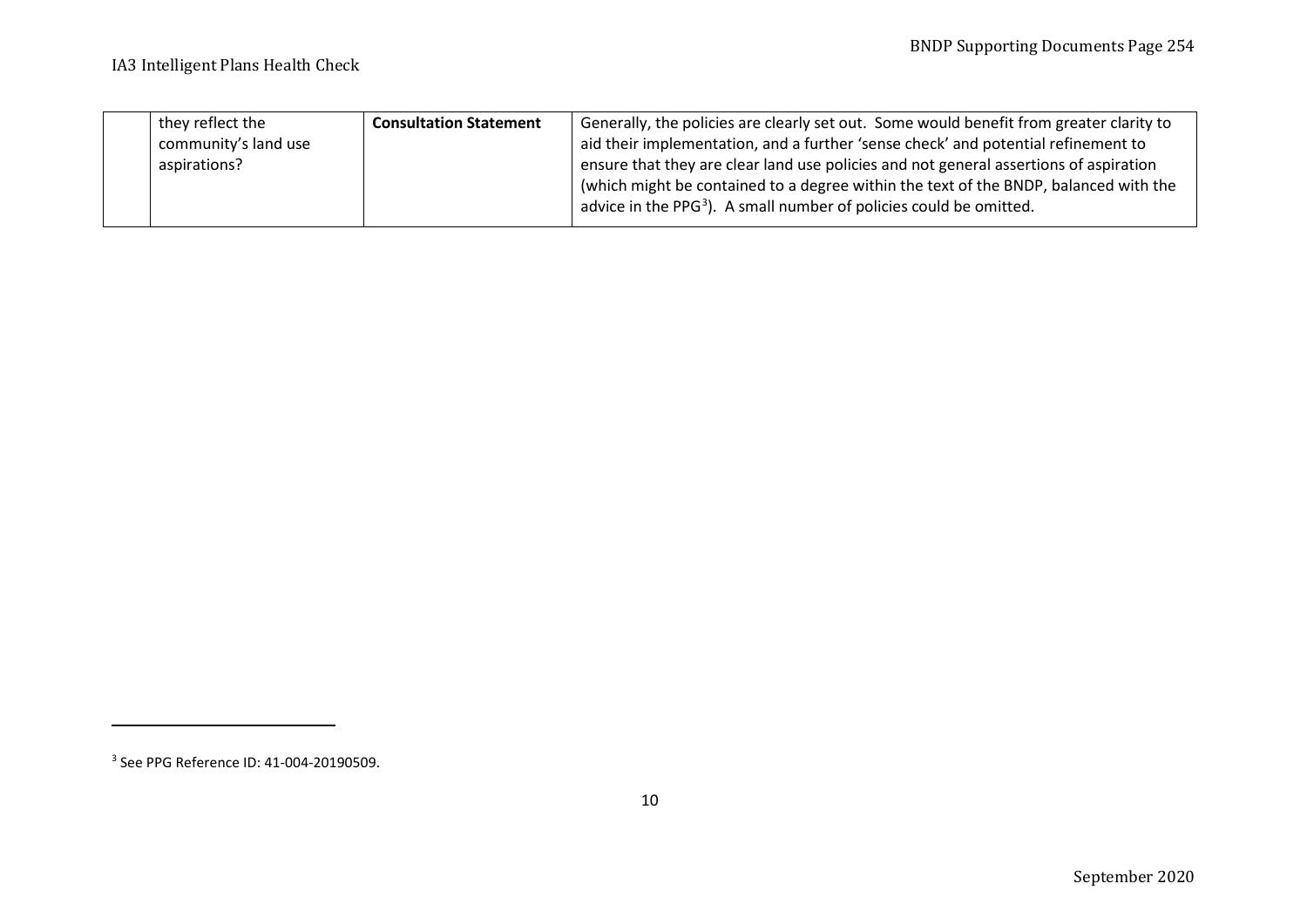|  | they reflect the community's land use aspirations? | **Consultation Statement** | Generally, the policies are clearly set out. Some would benefit from greater clarity to aid their implementation, and a further 'sense check' and potential refinement to ensure that they are clear land use policies and not general assertions of aspiration (which might be contained to a degree within the text of the BNDP, balanced with the advice in the PPG[3]). A small number of policies could be omitted. |
|---|---|---|---|

[3] See PPG Reference ID: 41-004-20190509.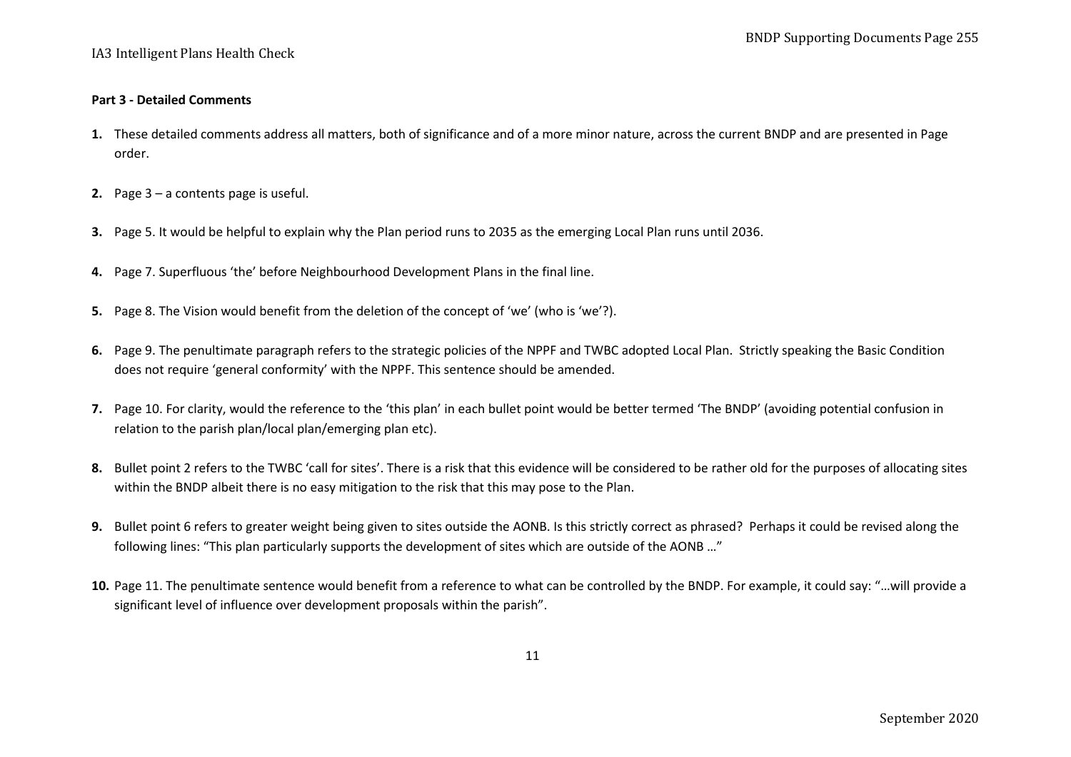**Part 3 - Detailed Comments**

1. These detailed comments address all matters, both of significance and of a more minor nature, across the current BNDP and are presented in Page order.
2. Page 3 – a contents page is useful.
3. Page 5. It would be helpful to explain why the Plan period runs to 2035 as the emerging Local Plan runs until 2036.
4. Page 7. Superfluous 'the' before Neighbourhood Development Plans in the final line.
5. Page 8. The Vision would benefit from the deletion of the concept of 'we' (who is 'we'?).
6. Page 9. The penultimate paragraph refers to the strategic policies of the NPPF and TWBC adopted Local Plan. Strictly speaking the Basic Condition does not require 'general conformity' with the NPPF. This sentence should be amended.
7. Page 10. For clarity, would the reference to the 'this plan' in each bullet point would be better termed 'The BNDP' (avoiding potential confusion in relation to the parish plan/local plan/emerging plan etc).
8. Bullet point 2 refers to the TWBC 'call for sites'. There is a risk that this evidence will be considered to be rather old for the purposes of allocating sites within the BNDP albeit there is no easy mitigation to the risk that this may pose to the Plan.
9. Bullet point 6 refers to greater weight being given to sites outside the AONB. Is this strictly correct as phrased? Perhaps it could be revised along the following lines: "This plan particularly supports the development of sites which are outside of the AONB …"
10. Page 11. The penultimate sentence would benefit from a reference to what can be controlled by the BNDP. For example, it could say: "…will provide a significant level of influence over development proposals within the parish".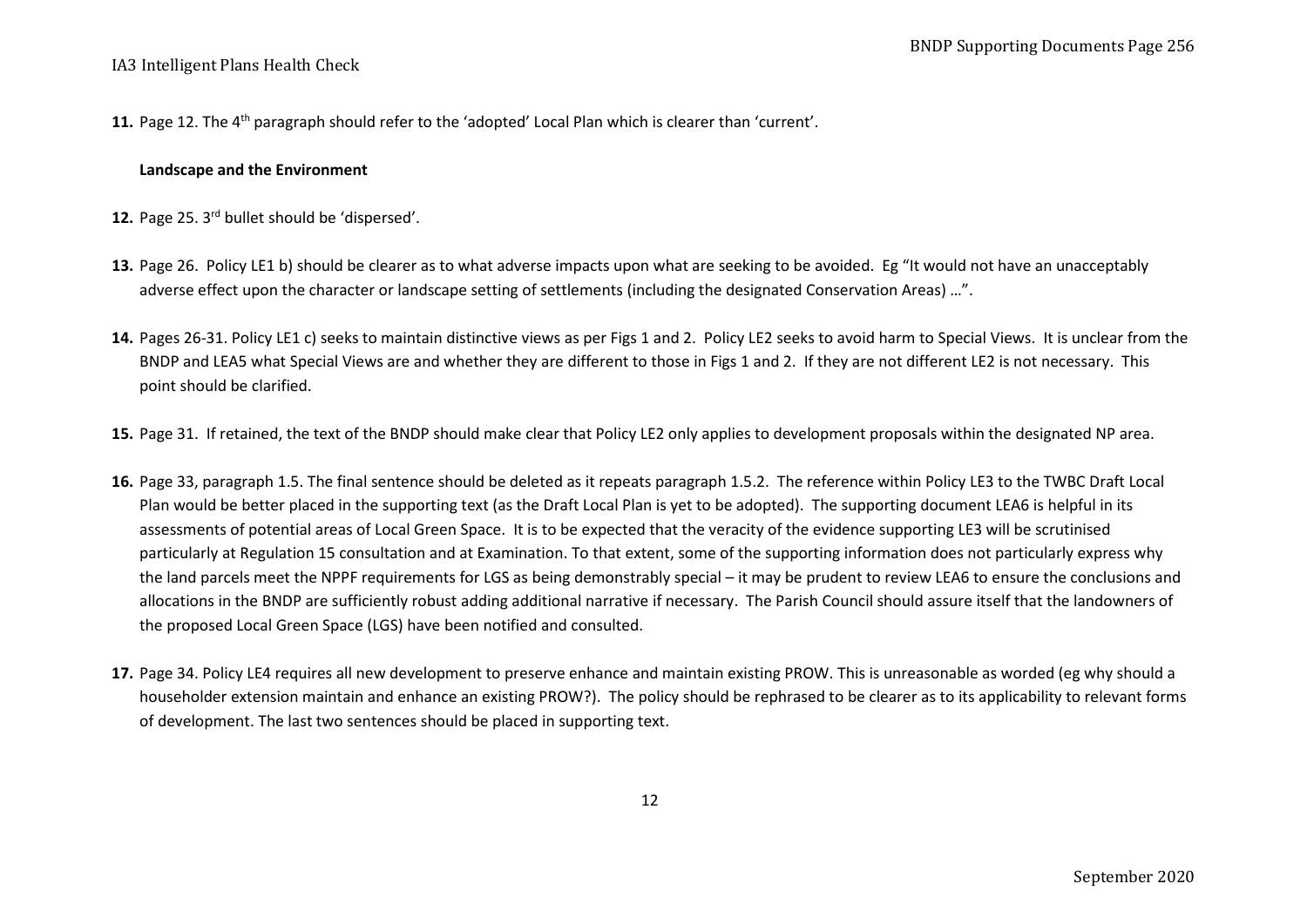**11.** Page 12. The 4th paragraph should refer to the 'adopted' Local Plan which is clearer than 'current'.

**Landscape and the Environment**

**12.** Page 25. 3rd bullet should be 'dispersed'.

**13.** Page 26. Policy LE1 b) should be clearer as to what adverse impacts upon what are seeking to be avoided. Eg "It would not have an unacceptably adverse effect upon the character or landscape setting of settlements (including the designated Conservation Areas) …".

**14.** Pages 26-31. Policy LE1 c) seeks to maintain distinctive views as per Figs 1 and 2. Policy LE2 seeks to avoid harm to Special Views. It is unclear from the BNDP and LEA5 what Special Views are and whether they are different to those in Figs 1 and 2. If they are not different LE2 is not necessary. This point should be clarified.

**15.** Page 31. If retained, the text of the BNDP should make clear that Policy LE2 only applies to development proposals within the designated NP area.

**16.** Page 33, paragraph 1.5. The final sentence should be deleted as it repeats paragraph 1.5.2. The reference within Policy LE3 to the TWBC Draft Local Plan would be better placed in the supporting text (as the Draft Local Plan is yet to be adopted). The supporting document LEA6 is helpful in its assessments of potential areas of Local Green Space. It is to be expected that the veracity of the evidence supporting LE3 will be scrutinised particularly at Regulation 15 consultation and at Examination. To that extent, some of the supporting information does not particularly express why the land parcels meet the NPPF requirements for LGS as being demonstrably special – it may be prudent to review LEA6 to ensure the conclusions and allocations in the BNDP are sufficiently robust adding additional narrative if necessary. The Parish Council should assure itself that the landowners of the proposed Local Green Space (LGS) have been notified and consulted.

**17.** Page 34. Policy LE4 requires all new development to preserve enhance and maintain existing PROW. This is unreasonable as worded (eg why should a householder extension maintain and enhance an existing PROW?). The policy should be rephrased to be clearer as to its applicability to relevant forms of development. The last two sentences should be placed in supporting text.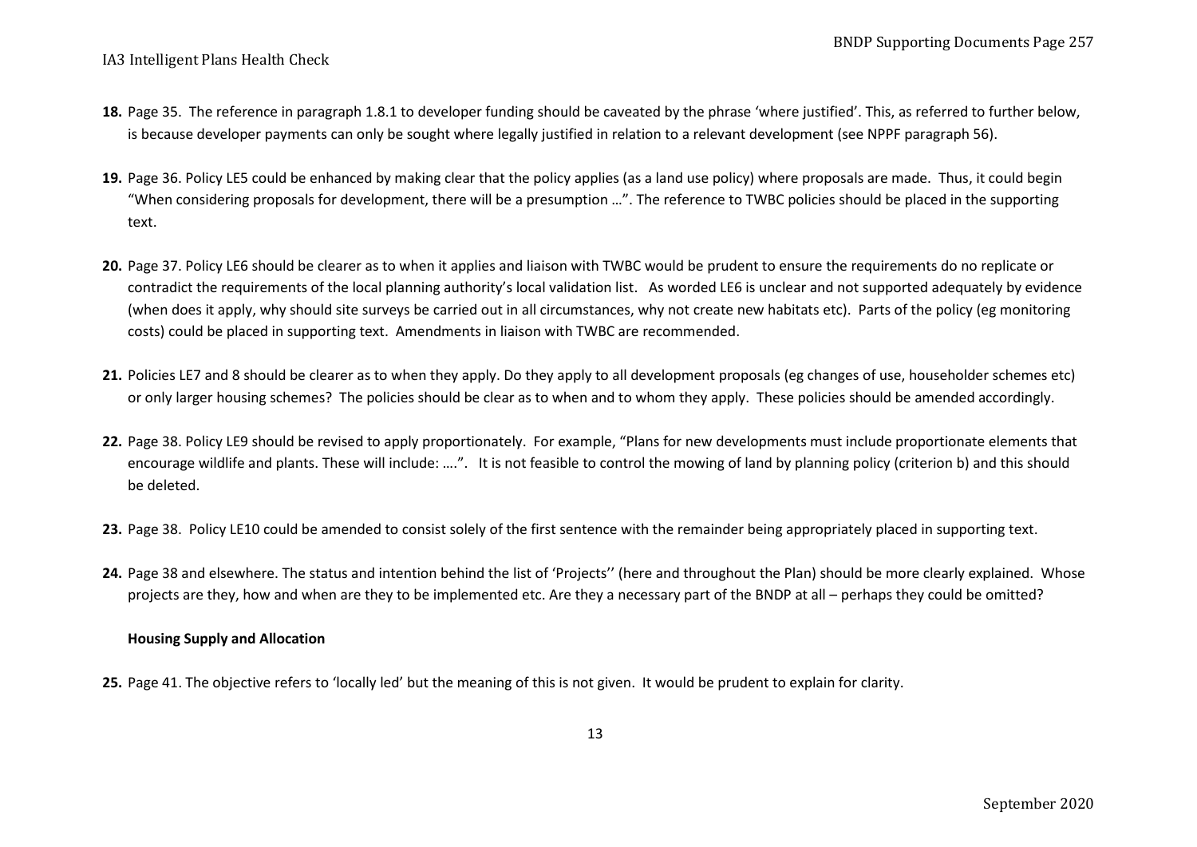**18.** Page 35. The reference in paragraph 1.8.1 to developer funding should be caveated by the phrase 'where justified'. This, as referred to further below, is because developer payments can only be sought where legally justified in relation to a relevant development (see NPPF paragraph 56).

**19.** Page 36. Policy LE5 could be enhanced by making clear that the policy applies (as a land use policy) where proposals are made. Thus, it could begin "When considering proposals for development, there will be a presumption …". The reference to TWBC policies should be placed in the supporting text.

**20.** Page 37. Policy LE6 should be clearer as to when it applies and liaison with TWBC would be prudent to ensure the requirements do no replicate or contradict the requirements of the local planning authority's local validation list. As worded LE6 is unclear and not supported adequately by evidence (when does it apply, why should site surveys be carried out in all circumstances, why not create new habitats etc). Parts of the policy (eg monitoring costs) could be placed in supporting text. Amendments in liaison with TWBC are recommended.

**21.** Policies LE7 and 8 should be clearer as to when they apply. Do they apply to all development proposals (eg changes of use, householder schemes etc) or only larger housing schemes? The policies should be clear as to when and to whom they apply. These policies should be amended accordingly.

**22.** Page 38. Policy LE9 should be revised to apply proportionately. For example, "Plans for new developments must include proportionate elements that encourage wildlife and plants. These will include: ….". It is not feasible to control the mowing of land by planning policy (criterion b) and this should be deleted.

**23.** Page 38. Policy LE10 could be amended to consist solely of the first sentence with the remainder being appropriately placed in supporting text.

**24.** Page 38 and elsewhere. The status and intention behind the list of 'Projects'' (here and throughout the Plan) should be more clearly explained. Whose projects are they, how and when are they to be implemented etc. Are they a necessary part of the BNDP at all – perhaps they could be omitted?

**Housing Supply and Allocation**

**25.** Page 41. The objective refers to 'locally led' but the meaning of this is not given. It would be prudent to explain for clarity.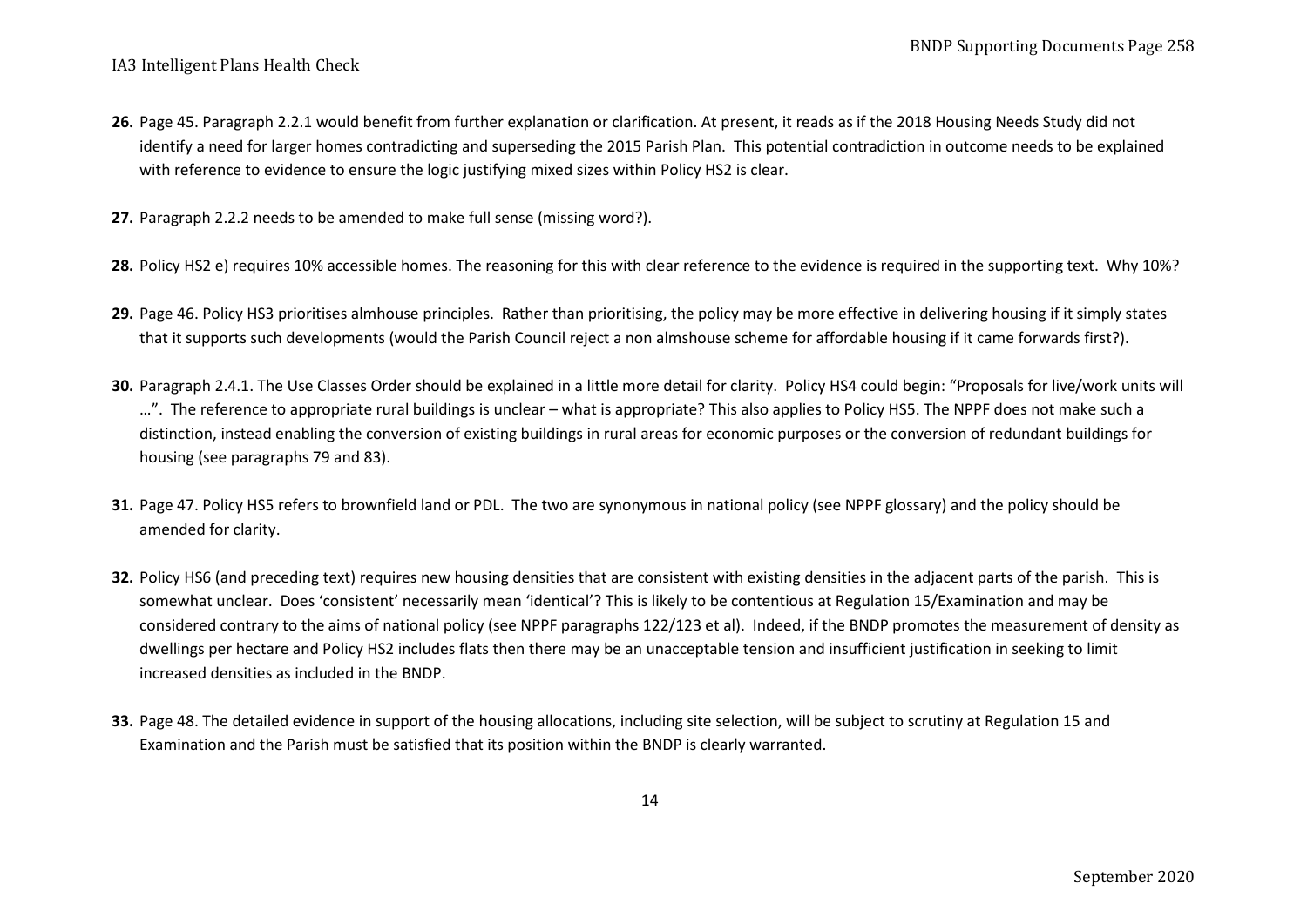**26.** Page 45. Paragraph 2.2.1 would benefit from further explanation or clarification. At present, it reads as if the 2018 Housing Needs Study did not identify a need for larger homes contradicting and superseding the 2015 Parish Plan. This potential contradiction in outcome needs to be explained with reference to evidence to ensure the logic justifying mixed sizes within Policy HS2 is clear.

**27.** Paragraph 2.2.2 needs to be amended to make full sense (missing word?).

**28.** Policy HS2 e) requires 10% accessible homes. The reasoning for this with clear reference to the evidence is required in the supporting text. Why 10%?

**29.** Page 46. Policy HS3 prioritises almhouse principles. Rather than prioritising, the policy may be more effective in delivering housing if it simply states that it supports such developments (would the Parish Council reject a non almshouse scheme for affordable housing if it came forwards first?).

**30.** Paragraph 2.4.1. The Use Classes Order should be explained in a little more detail for clarity. Policy HS4 could begin: "Proposals for live/work units will …". The reference to appropriate rural buildings is unclear – what is appropriate? This also applies to Policy HS5. The NPPF does not make such a distinction, instead enabling the conversion of existing buildings in rural areas for economic purposes or the conversion of redundant buildings for housing (see paragraphs 79 and 83).

**31.** Page 47. Policy HS5 refers to brownfield land or PDL. The two are synonymous in national policy (see NPPF glossary) and the policy should be amended for clarity.

**32.** Policy HS6 (and preceding text) requires new housing densities that are consistent with existing densities in the adjacent parts of the parish. This is somewhat unclear. Does 'consistent' necessarily mean 'identical'? This is likely to be contentious at Regulation 15/Examination and may be considered contrary to the aims of national policy (see NPPF paragraphs 122/123 et al). Indeed, if the BNDP promotes the measurement of density as dwellings per hectare and Policy HS2 includes flats then there may be an unacceptable tension and insufficient justification in seeking to limit increased densities as included in the BNDP.

**33.** Page 48. The detailed evidence in support of the housing allocations, including site selection, will be subject to scrutiny at Regulation 15 and Examination and the Parish must be satisfied that its position within the BNDP is clearly warranted.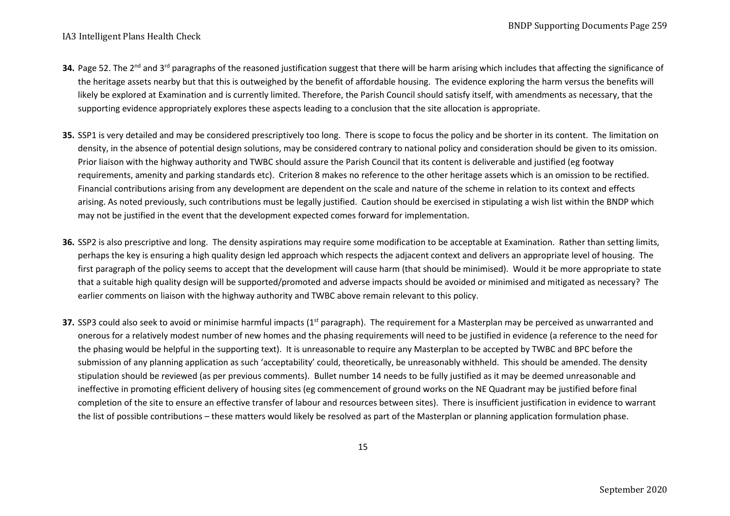**34.** Page 52. The 2nd and 3rd paragraphs of the reasoned justification suggest that there will be harm arising which includes that affecting the significance of the heritage assets nearby but that this is outweighed by the benefit of affordable housing. The evidence exploring the harm versus the benefits will likely be explored at Examination and is currently limited. Therefore, the Parish Council should satisfy itself, with amendments as necessary, that the supporting evidence appropriately explores these aspects leading to a conclusion that the site allocation is appropriate.

**35.** SSP1 is very detailed and may be considered prescriptively too long. There is scope to focus the policy and be shorter in its content. The limitation on density, in the absence of potential design solutions, may be considered contrary to national policy and consideration should be given to its omission. Prior liaison with the highway authority and TWBC should assure the Parish Council that its content is deliverable and justified (eg footway requirements, amenity and parking standards etc). Criterion 8 makes no reference to the other heritage assets which is an omission to be rectified. Financial contributions arising from any development are dependent on the scale and nature of the scheme in relation to its context and effects arising. As noted previously, such contributions must be legally justified. Caution should be exercised in stipulating a wish list within the BNDP which may not be justified in the event that the development expected comes forward for implementation.

**36.** SSP2 is also prescriptive and long. The density aspirations may require some modification to be acceptable at Examination. Rather than setting limits, perhaps the key is ensuring a high quality design led approach which respects the adjacent context and delivers an appropriate level of housing. The first paragraph of the policy seems to accept that the development will cause harm (that should be minimised). Would it be more appropriate to state that a suitable high quality design will be supported/promoted and adverse impacts should be avoided or minimised and mitigated as necessary? The earlier comments on liaison with the highway authority and TWBC above remain relevant to this policy.

**37.** SSP3 could also seek to avoid or minimise harmful impacts (1st paragraph). The requirement for a Masterplan may be perceived as unwarranted and onerous for a relatively modest number of new homes and the phasing requirements will need to be justified in evidence (a reference to the need for the phasing would be helpful in the supporting text). It is unreasonable to require any Masterplan to be accepted by TWBC and BPC before the submission of any planning application as such 'acceptability' could, theoretically, be unreasonably withheld. This should be amended. The density stipulation should be reviewed (as per previous comments). Bullet number 14 needs to be fully justified as it may be deemed unreasonable and ineffective in promoting efficient delivery of housing sites (eg commencement of ground works on the NE Quadrant may be justified before final completion of the site to ensure an effective transfer of labour and resources between sites). There is insufficient justification in evidence to warrant the list of possible contributions – these matters would likely be resolved as part of the Masterplan or planning application formulation phase.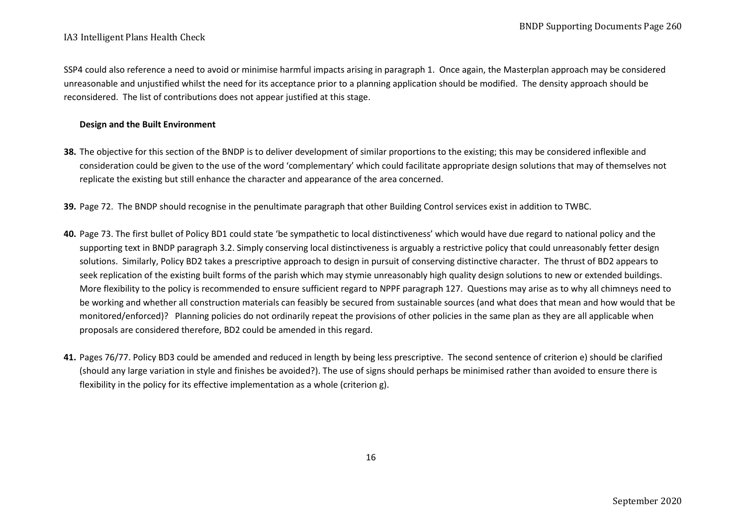SSP4 could also reference a need to avoid or minimise harmful impacts arising in paragraph 1. Once again, the Masterplan approach may be considered unreasonable and unjustified whilst the need for its acceptance prior to a planning application should be modified. The density approach should be reconsidered. The list of contributions does not appear justified at this stage.

**Design and the Built Environment**

**38.** The objective for this section of the BNDP is to deliver development of similar proportions to the existing; this may be considered inflexible and consideration could be given to the use of the word 'complementary' which could facilitate appropriate design solutions that may of themselves not replicate the existing but still enhance the character and appearance of the area concerned.

**39.** Page 72. The BNDP should recognise in the penultimate paragraph that other Building Control services exist in addition to TWBC.

**40.** Page 73. The first bullet of Policy BD1 could state 'be sympathetic to local distinctiveness' which would have due regard to national policy and the supporting text in BNDP paragraph 3.2. Simply conserving local distinctiveness is arguably a restrictive policy that could unreasonably fetter design solutions. Similarly, Policy BD2 takes a prescriptive approach to design in pursuit of conserving distinctive character. The thrust of BD2 appears to seek replication of the existing built forms of the parish which may stymie unreasonably high quality design solutions to new or extended buildings. More flexibility to the policy is recommended to ensure sufficient regard to NPPF paragraph 127. Questions may arise as to why all chimneys need to be working and whether all construction materials can feasibly be secured from sustainable sources (and what does that mean and how would that be monitored/enforced)? Planning policies do not ordinarily repeat the provisions of other policies in the same plan as they are all applicable when proposals are considered therefore, BD2 could be amended in this regard.

**41.** Pages 76/77. Policy BD3 could be amended and reduced in length by being less prescriptive. The second sentence of criterion e) should be clarified (should any large variation in style and finishes be avoided?). The use of signs should perhaps be minimised rather than avoided to ensure there is flexibility in the policy for its effective implementation as a whole (criterion g).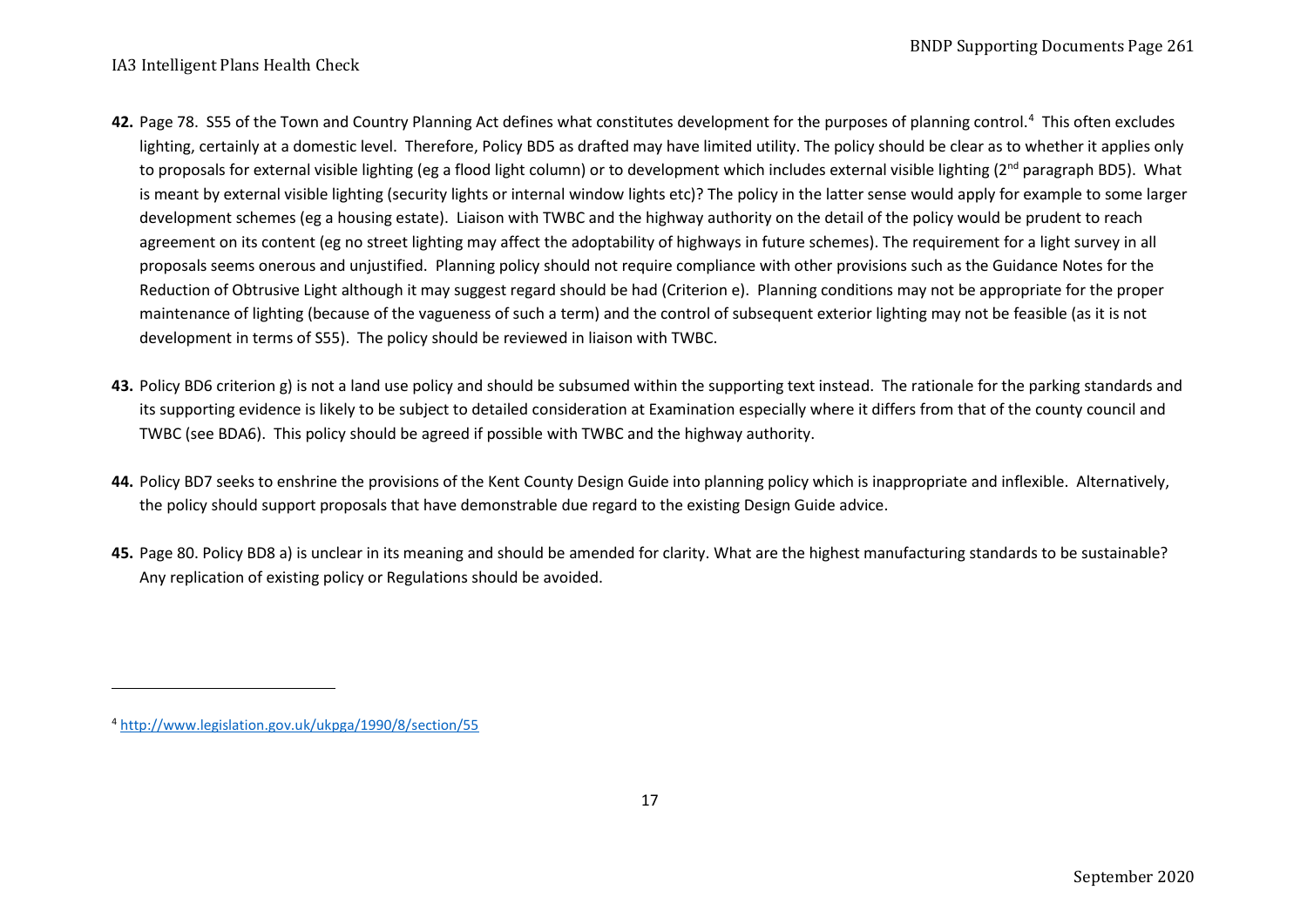**42.** Page 78. S55 of the Town and Country Planning Act defines what constitutes development for the purposes of planning control.[4] This often excludes lighting, certainly at a domestic level. Therefore, Policy BD5 as drafted may have limited utility. The policy should be clear as to whether it applies only to proposals for external visible lighting (eg a flood light column) or to development which includes external visible lighting (2nd paragraph BD5). What is meant by external visible lighting (security lights or internal window lights etc)? The policy in the latter sense would apply for example to some larger development schemes (eg a housing estate). Liaison with TWBC and the highway authority on the detail of the policy would be prudent to reach agreement on its content (eg no street lighting may affect the adoptability of highways in future schemes). The requirement for a light survey in all proposals seems onerous and unjustified. Planning policy should not require compliance with other provisions such as the Guidance Notes for the Reduction of Obtrusive Light although it may suggest regard should be had (Criterion e). Planning conditions may not be appropriate for the proper maintenance of lighting (because of the vagueness of such a term) and the control of subsequent exterior lighting may not be feasible (as it is not development in terms of S55). The policy should be reviewed in liaison with TWBC.

**43.** Policy BD6 criterion g) is not a land use policy and should be subsumed within the supporting text instead. The rationale for the parking standards and its supporting evidence is likely to be subject to detailed consideration at Examination especially where it differs from that of the county council and TWBC (see BDA6). This policy should be agreed if possible with TWBC and the highway authority.

**44.** Policy BD7 seeks to enshrine the provisions of the Kent County Design Guide into planning policy which is inappropriate and inflexible. Alternatively, the policy should support proposals that have demonstrable due regard to the existing Design Guide advice.

**45.** Page 80. Policy BD8 a) is unclear in its meaning and should be amended for clarity. What are the highest manufacturing standards to be sustainable? Any replication of existing policy or Regulations should be avoided.

---

[4] http://www.legislation.gov.uk/ukpga/1990/8/section/55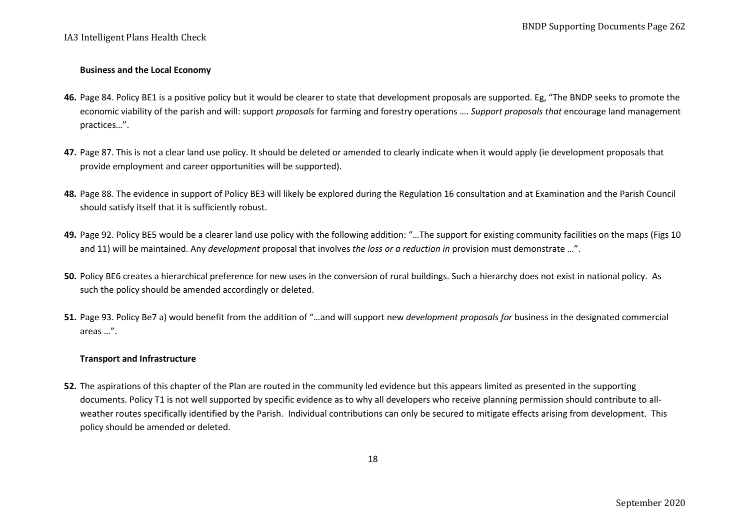**Business and the Local Economy**

**46.** Page 84. Policy BE1 is a positive policy but it would be clearer to state that development proposals are supported. Eg, "The BNDP seeks to promote the economic viability of the parish and will: support *proposals* for farming and forestry operations …. *Support proposals that* encourage land management practices…".

**47.** Page 87. This is not a clear land use policy. It should be deleted or amended to clearly indicate when it would apply (ie development proposals that provide employment and career opportunities will be supported).

**48.** Page 88. The evidence in support of Policy BE3 will likely be explored during the Regulation 16 consultation and at Examination and the Parish Council should satisfy itself that it is sufficiently robust.

**49.** Page 92. Policy BE5 would be a clearer land use policy with the following addition: "…The support for existing community facilities on the maps (Figs 10 and 11) will be maintained. Any *development* proposal that involves *the loss or a reduction in* provision must demonstrate …".

**50.** Policy BE6 creates a hierarchical preference for new uses in the conversion of rural buildings. Such a hierarchy does not exist in national policy. As such the policy should be amended accordingly or deleted.

**51.** Page 93. Policy Be7 a) would benefit from the addition of "…and will support new *development proposals for* business in the designated commercial areas …".

**Transport and Infrastructure**

**52.** The aspirations of this chapter of the Plan are routed in the community led evidence but this appears limited as presented in the supporting documents. Policy T1 is not well supported by specific evidence as to why all developers who receive planning permission should contribute to all-weather routes specifically identified by the Parish. Individual contributions can only be secured to mitigate effects arising from development. This policy should be amended or deleted.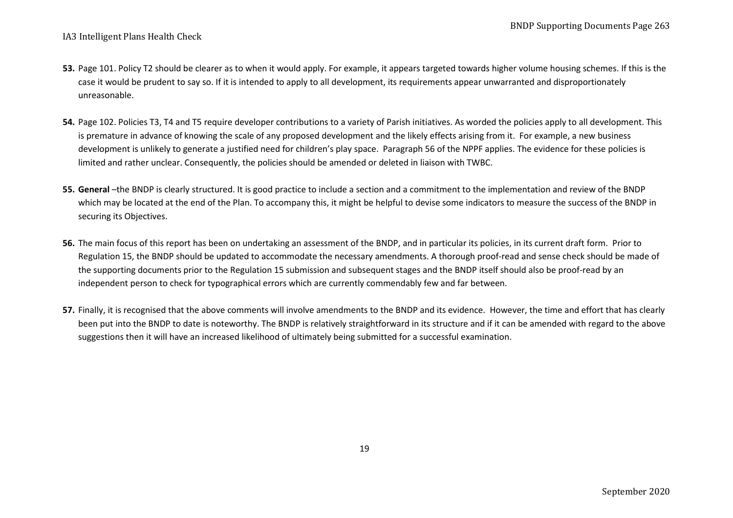**53.** Page 101. Policy T2 should be clearer as to when it would apply. For example, it appears targeted towards higher volume housing schemes. If this is the case it would be prudent to say so. If it is intended to apply to all development, its requirements appear unwarranted and disproportionately unreasonable.

**54.** Page 102. Policies T3, T4 and T5 require developer contributions to a variety of Parish initiatives. As worded the policies apply to all development. This is premature in advance of knowing the scale of any proposed development and the likely effects arising from it. For example, a new business development is unlikely to generate a justified need for children's play space. Paragraph 56 of the NPPF applies. The evidence for these policies is limited and rather unclear. Consequently, the policies should be amended or deleted in liaison with TWBC.

**55. General** –the BNDP is clearly structured. It is good practice to include a section and a commitment to the implementation and review of the BNDP which may be located at the end of the Plan. To accompany this, it might be helpful to devise some indicators to measure the success of the BNDP in securing its Objectives.

**56.** The main focus of this report has been on undertaking an assessment of the BNDP, and in particular its policies, in its current draft form. Prior to Regulation 15, the BNDP should be updated to accommodate the necessary amendments. A thorough proof-read and sense check should be made of the supporting documents prior to the Regulation 15 submission and subsequent stages and the BNDP itself should also be proof-read by an independent person to check for typographical errors which are currently commendably few and far between.

**57.** Finally, it is recognised that the above comments will involve amendments to the BNDP and its evidence. However, the time and effort that has clearly been put into the BNDP to date is noteworthy. The BNDP is relatively straightforward in its structure and if it can be amended with regard to the above suggestions then it will have an increased likelihood of ultimately being submitted for a successful examination.